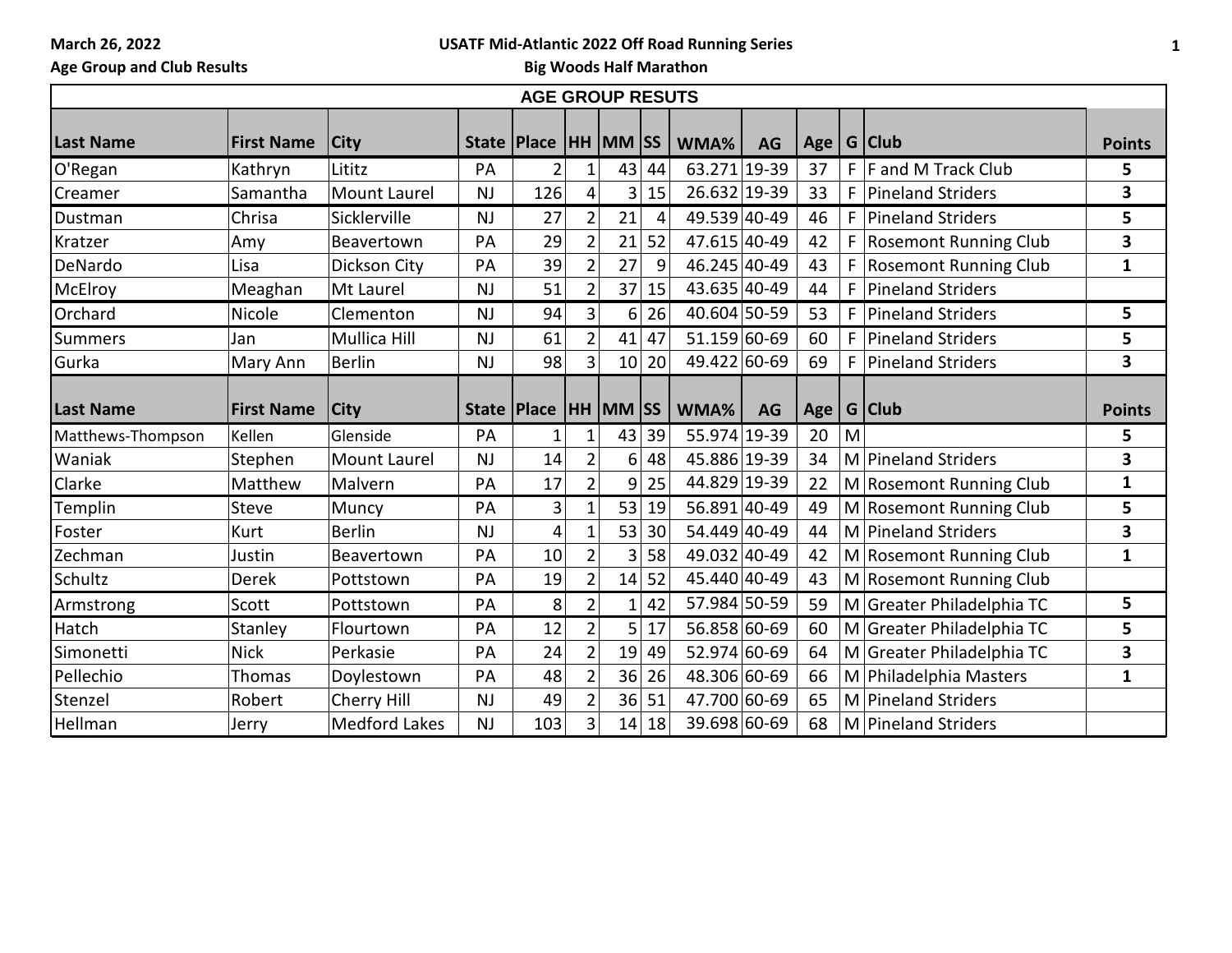March 26, 2022

Age Group and Club Results

**USATF Mid-Atlantic 2022 Off Road Running Series**

**Big Woods Half Marathon**

## AGE GROUP RESUTS

| Last Name | First Name | City | State | Place | HH | MM | SS | WMA% | AG | Age | G | Club | Points |
|---|---|---|---|---|---|---|---|---|---|---|---|---|---|
| O'Regan | Kathryn | Lititz | PA | 2 | 1 | 43 | 44 | 63.271 | 19-39 | 37 | F | F and M Track Club | 5 |
| Creamer | Samantha | Mount Laurel | NJ | 126 | 4 | 3 | 15 | 26.632 | 19-39 | 33 | F | Pineland Striders | 3 |
| Dustman | Chrisa | Sicklerville | NJ | 27 | 2 | 21 | 4 | 49.539 | 40-49 | 46 | F | Pineland Striders | 5 |
| Kratzer | Amy | Beavertown | PA | 29 | 2 | 21 | 52 | 47.615 | 40-49 | 42 | F | Rosemont Running Club | 3 |
| DeNardo | Lisa | Dickson City | PA | 39 | 2 | 27 | 9 | 46.245 | 40-49 | 43 | F | Rosemont Running Club | 1 |
| McElroy | Meaghan | Mt Laurel | NJ | 51 | 2 | 37 | 15 | 43.635 | 40-49 | 44 | F | Pineland Striders | |
| Orchard | Nicole | Clementon | NJ | 94 | 3 | 6 | 26 | 40.604 | 50-59 | 53 | F | Pineland Striders | 5 |
| Summers | Jan | Mullica Hill | NJ | 61 | 2 | 41 | 47 | 51.159 | 60-69 | 60 | F | Pineland Striders | 5 |
| Gurka | Mary Ann | Berlin | NJ | 98 | 3 | 10 | 20 | 49.422 | 60-69 | 69 | F | Pineland Striders | 3 |
| **Last Name** | **First Name** | **City** | **State** | **Place** | **HH** | **MM** | **SS** | **WMA%** | **AG** | **Age** | **G** | **Club** | **Points** |
| Matthews-Thompson | Kellen | Glenside | PA | 1 | 1 | 43 | 39 | 55.974 | 19-39 | 20 | M | | 5 |
| Waniak | Stephen | Mount Laurel | NJ | 14 | 2 | 6 | 48 | 45.886 | 19-39 | 34 | M | Pineland Striders | 3 |
| Clarke | Matthew | Malvern | PA | 17 | 2 | 9 | 25 | 44.829 | 19-39 | 22 | M | Rosemont Running Club | 1 |
| Templin | Steve | Muncy | PA | 3 | 1 | 53 | 19 | 56.891 | 40-49 | 49 | M | Rosemont Running Club | 5 |
| Foster | Kurt | Berlin | NJ | 4 | 1 | 53 | 30 | 54.449 | 40-49 | 44 | M | Pineland Striders | 3 |
| Zechman | Justin | Beavertown | PA | 10 | 2 | 3 | 58 | 49.032 | 40-49 | 42 | M | Rosemont Running Club | 1 |
| Schultz | Derek | Pottstown | PA | 19 | 2 | 14 | 52 | 45.440 | 40-49 | 43 | M | Rosemont Running Club | |
| Armstrong | Scott | Pottstown | PA | 8 | 2 | 1 | 42 | 57.984 | 50-59 | 59 | M | Greater Philadelphia TC | 5 |
| Hatch | Stanley | Flourtown | PA | 12 | 2 | 5 | 17 | 56.858 | 60-69 | 60 | M | Greater Philadelphia TC | 5 |
| Simonetti | Nick | Perkasie | PA | 24 | 2 | 19 | 49 | 52.974 | 60-69 | 64 | M | Greater Philadelphia TC | 3 |
| Pellechio | Thomas | Doylestown | PA | 48 | 2 | 36 | 26 | 48.306 | 60-69 | 66 | M | Philadelphia Masters | 1 |
| Stenzel | Robert | Cherry Hill | NJ | 49 | 2 | 36 | 51 | 47.700 | 60-69 | 65 | M | Pineland Striders | |
| Hellman | Jerry | Medford Lakes | NJ | 103 | 3 | 14 | 18 | 39.698 | 60-69 | 68 | M | Pineland Striders | |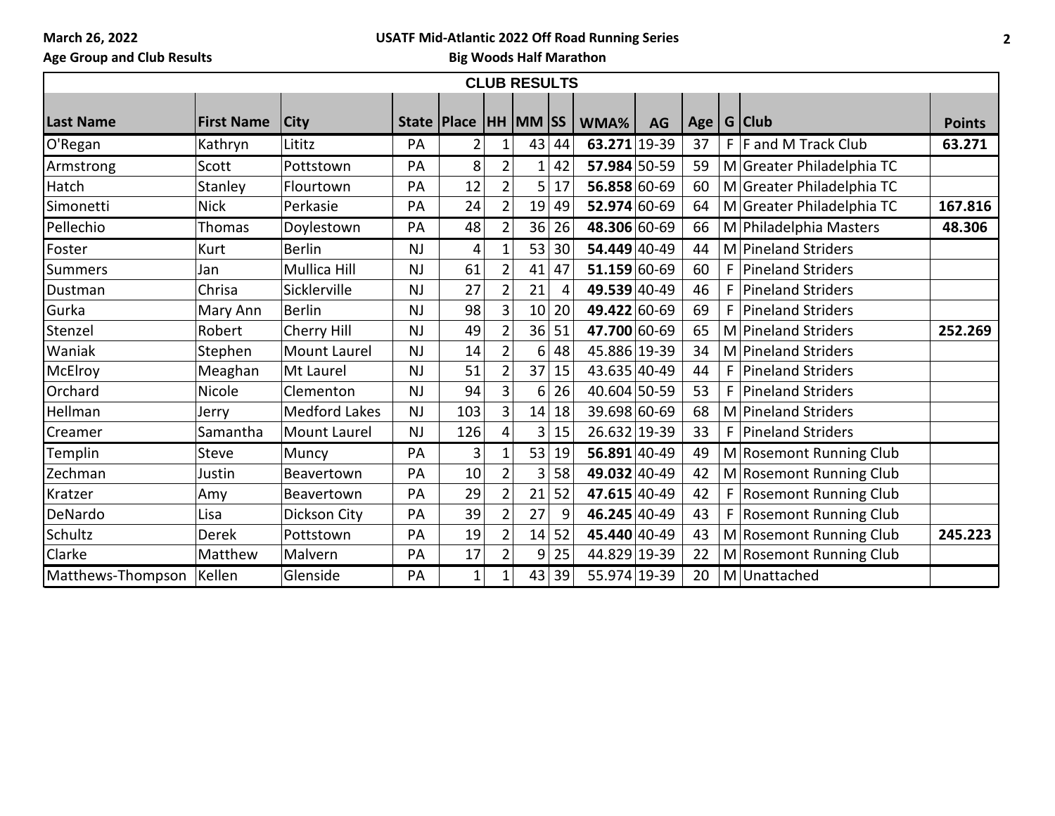March 26, 2022

Age Group and Club Results

**USATF Mid-Atlantic 2022 Off Road Running Series**

**Big Woods Half Marathon**

## CLUB RESULTS

| Last Name | First Name | City | State | Place | HH | MM | SS | WMA% | AG | Age | G | Club | Points |
|---|---|---|---|---|---|---|---|---|---|---|---|---|---|
| O'Regan | Kathryn | Lititz | PA | 2 | 1 | 43 | 44 | **63.271** | 19-39 | 37 | F | F and M Track Club | **63.271** |
| Armstrong | Scott | Pottstown | PA | 8 | 2 | 1 | 42 | **57.984** | 50-59 | 59 | M | Greater Philadelphia TC | |
| Hatch | Stanley | Flourtown | PA | 12 | 2 | 5 | 17 | **56.858** | 60-69 | 60 | M | Greater Philadelphia TC | |
| Simonetti | Nick | Perkasie | PA | 24 | 2 | 19 | 49 | **52.974** | 60-69 | 64 | M | Greater Philadelphia TC | **167.816** |
| Pellechio | Thomas | Doylestown | PA | 48 | 2 | 36 | 26 | **48.306** | 60-69 | 66 | M | Philadelphia Masters | **48.306** |
| Foster | Kurt | Berlin | NJ | 4 | 1 | 53 | 30 | **54.449** | 40-49 | 44 | M | Pineland Striders | |
| Summers | Jan | Mullica Hill | NJ | 61 | 2 | 41 | 47 | **51.159** | 60-69 | 60 | F | Pineland Striders | |
| Dustman | Chrisa | Sicklerville | NJ | 27 | 2 | 21 | 4 | **49.539** | 40-49 | 46 | F | Pineland Striders | |
| Gurka | Mary Ann | Berlin | NJ | 98 | 3 | 10 | 20 | **49.422** | 60-69 | 69 | F | Pineland Striders | |
| Stenzel | Robert | Cherry Hill | NJ | 49 | 2 | 36 | 51 | **47.700** | 60-69 | 65 | M | Pineland Striders | **252.269** |
| Waniak | Stephen | Mount Laurel | NJ | 14 | 2 | 6 | 48 | 45.886 | 19-39 | 34 | M | Pineland Striders | |
| McElroy | Meaghan | Mt Laurel | NJ | 51 | 2 | 37 | 15 | 43.635 | 40-49 | 44 | F | Pineland Striders | |
| Orchard | Nicole | Clementon | NJ | 94 | 3 | 6 | 26 | 40.604 | 50-59 | 53 | F | Pineland Striders | |
| Hellman | Jerry | Medford Lakes | NJ | 103 | 3 | 14 | 18 | 39.698 | 60-69 | 68 | M | Pineland Striders | |
| Creamer | Samantha | Mount Laurel | NJ | 126 | 4 | 3 | 15 | 26.632 | 19-39 | 33 | F | Pineland Striders | |
| Templin | Steve | Muncy | PA | 3 | 1 | 53 | 19 | **56.891** | 40-49 | 49 | M | Rosemont Running Club | |
| Zechman | Justin | Beavertown | PA | 10 | 2 | 3 | 58 | **49.032** | 40-49 | 42 | M | Rosemont Running Club | |
| Kratzer | Amy | Beavertown | PA | 29 | 2 | 21 | 52 | **47.615** | 40-49 | 42 | F | Rosemont Running Club | |
| DeNardo | Lisa | Dickson City | PA | 39 | 2 | 27 | 9 | **46.245** | 40-49 | 43 | F | Rosemont Running Club | |
| Schultz | Derek | Pottstown | PA | 19 | 2 | 14 | 52 | **45.440** | 40-49 | 43 | M | Rosemont Running Club | **245.223** |
| Clarke | Matthew | Malvern | PA | 17 | 2 | 9 | 25 | 44.829 | 19-39 | 22 | M | Rosemont Running Club | |
| Matthews-Thompson | Kellen | Glenside | PA | 1 | 1 | 43 | 39 | 55.974 | 19-39 | 20 | M | Unattached | |